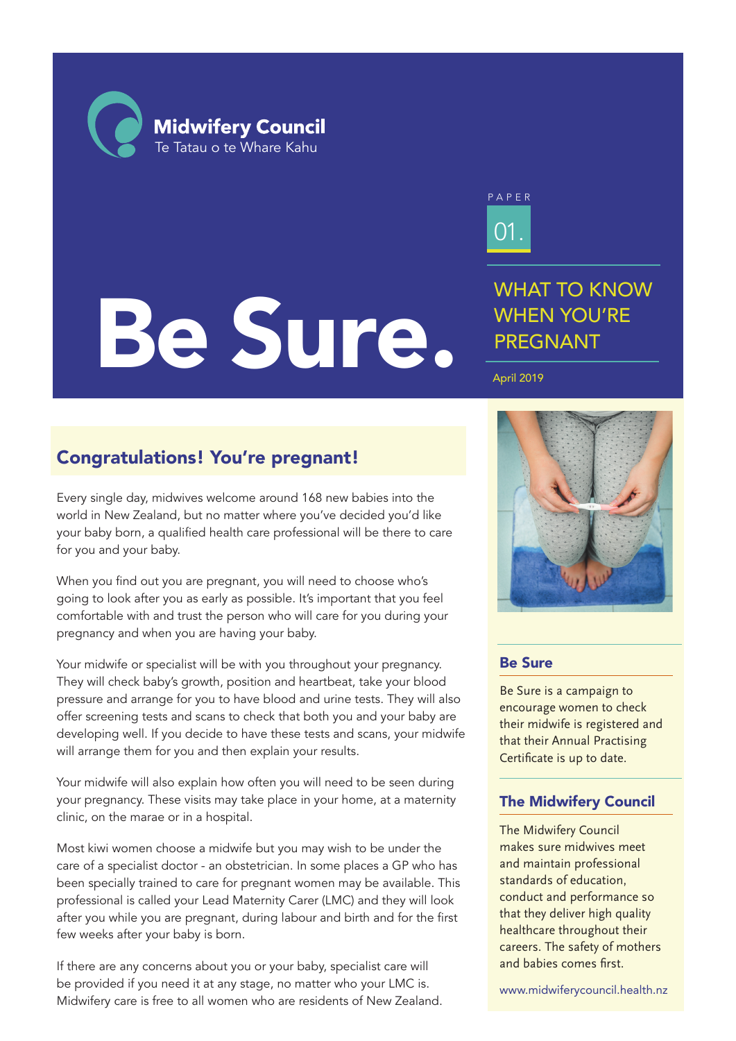Midwifery Council
Te Tatau o te Whare Kahu

# Be Sure.

PAPER 01.

## WHAT TO KNOW WHEN YOU'RE PREGNANT

April 2019

## Congratulations! You're pregnant!

Every single day, midwives welcome around 168 new babies into the world in New Zealand, but no matter where you've decided you'd like your baby born, a qualified health care professional will be there to care for you and your baby.

When you find out you are pregnant, you will need to choose who's going to look after you as early as possible. It's important that you feel comfortable with and trust the person who will care for you during your pregnancy and when you are having your baby.

Your midwife or specialist will be with you throughout your pregnancy. They will check baby's growth, position and heartbeat, take your blood pressure and arrange for you to have blood and urine tests. They will also offer screening tests and scans to check that both you and your baby are developing well. If you decide to have these tests and scans, your midwife will arrange them for you and then explain your results.

Your midwife will also explain how often you will need to be seen during your pregnancy. These visits may take place in your home, at a maternity clinic, on the marae or in a hospital.

Most kiwi women choose a midwife but you may wish to be under the care of a specialist doctor - an obstetrician. In some places a GP who has been specially trained to care for pregnant women may be available. This professional is called your Lead Maternity Carer (LMC) and they will look after you while you are pregnant, during labour and birth and for the first few weeks after your baby is born.

If there are any concerns about you or your baby, specialist care will be provided if you need it at any stage, no matter who your LMC is. Midwifery care is free to all women who are residents of New Zealand.

### Be Sure

Be Sure is a campaign to encourage women to check their midwife is registered and that their Annual Practising Certificate is up to date.

### The Midwifery Council

The Midwifery Council makes sure midwives meet and maintain professional standards of education, conduct and performance so that they deliver high quality healthcare throughout their careers. The safety of mothers and babies comes first.

www.midwiferycouncil.health.nz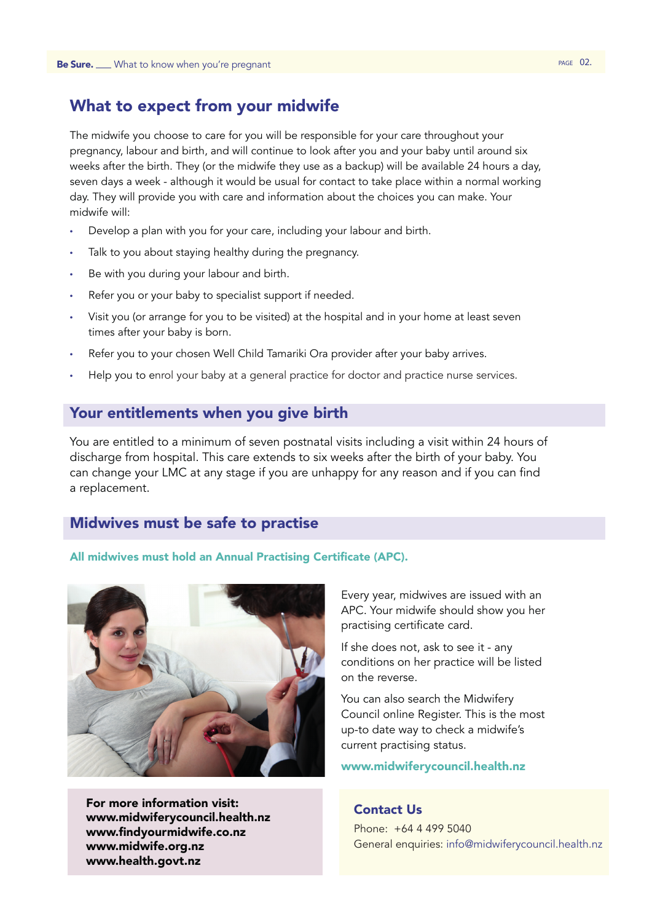## What to expect from your midwife

The midwife you choose to care for you will be responsible for your care throughout your pregnancy, labour and birth, and will continue to look after you and your baby until around six weeks after the birth. They (or the midwife they use as a backup) will be available 24 hours a day, seven days a week - although it would be usual for contact to take place within a normal working day. They will provide you with care and information about the choices you can make. Your midwife will:

- Develop a plan with you for your care, including your labour and birth.
- Talk to you about staying healthy during the pregnancy.
- Be with you during your labour and birth.
- Refer you or your baby to specialist support if needed.
- Visit you (or arrange for you to be visited) at the hospital and in your home at least seven times after your baby is born.
- Refer you to your chosen Well Child Tamariki Ora provider after your baby arrives.
- Help you to enrol your baby at a general practice for doctor and practice nurse services.

## Your entitlements when you give birth

You are entitled to a minimum of seven postnatal visits including a visit within 24 hours of discharge from hospital. This care extends to six weeks after the birth of your baby. You can change your LMC at any stage if you are unhappy for any reason and if you can find a replacement.

## Midwives must be safe to practise

**All midwives must hold an Annual Practising Certificate (APC).**

Every year, midwives are issued with an APC. Your midwife should show you her practising certificate card.

If she does not, ask to see it - any conditions on her practice will be listed on the reverse.

You can also search the Midwifery Council online Register. This is the most up-to date way to check a midwife's current practising status.

**www.midwiferycouncil.health.nz**

**For more information visit:**
**www.midwiferycouncil.health.nz**
**www.findyourmidwife.co.nz**
**www.midwife.org.nz**
**www.health.govt.nz**

### Contact Us

Phone: +64 4 499 5040
General enquiries: info@midwiferycouncil.health.nz